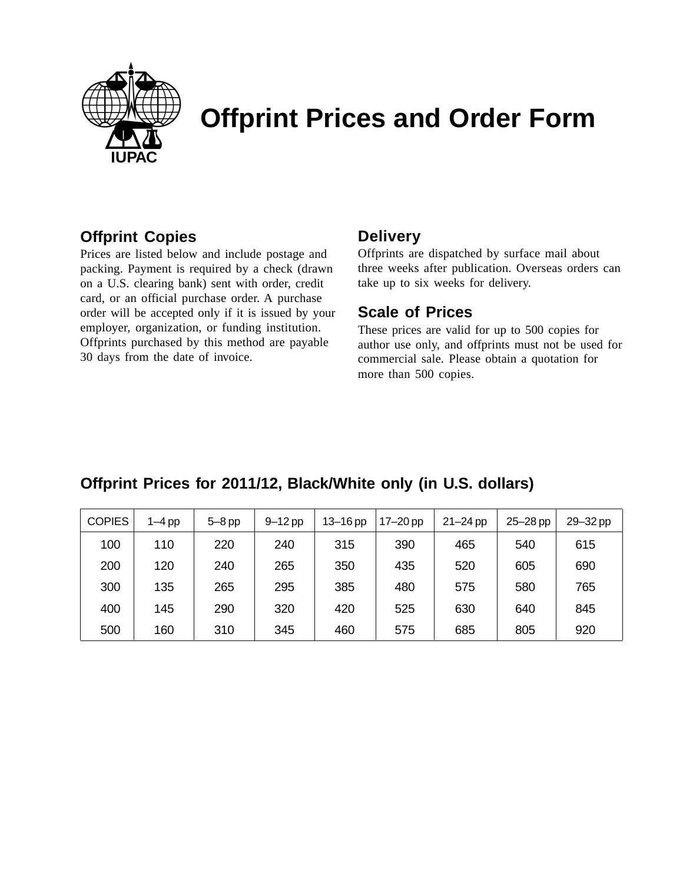# Offprint Prices and Order Form

## Offprint Copies

Prices are listed below and include postage and packing. Payment is required by a check (drawn on a U.S. clearing bank) sent with order, credit card, or an official purchase order. A purchase order will be accepted only if it is issued by your employer, organization, or funding institution. Offprints purchased by this method are payable 30 days from the date of invoice.

## Delivery

Offprints are dispatched by surface mail about three weeks after publication. Overseas orders can take up to six weeks for delivery.

## Scale of Prices

These prices are valid for up to 500 copies for author use only, and offprints must not be used for commercial sale. Please obtain a quotation for more than 500 copies.

## Offprint Prices for 2011/12, Black/White only (in U.S. dollars)

| COPIES | 1–4 pp | 5–8 pp | 9–12 pp | 13–16 pp | 17–20 pp | 21–24 pp | 25–28 pp | 29–32 pp |
|---|---|---|---|---|---|---|---|---|
| 100 | 110 | 220 | 240 | 315 | 390 | 465 | 540 | 615 |
| 200 | 120 | 240 | 265 | 350 | 435 | 520 | 605 | 690 |
| 300 | 135 | 265 | 295 | 385 | 480 | 575 | 580 | 765 |
| 400 | 145 | 290 | 320 | 420 | 525 | 630 | 640 | 845 |
| 500 | 160 | 310 | 345 | 460 | 575 | 685 | 805 | 920 |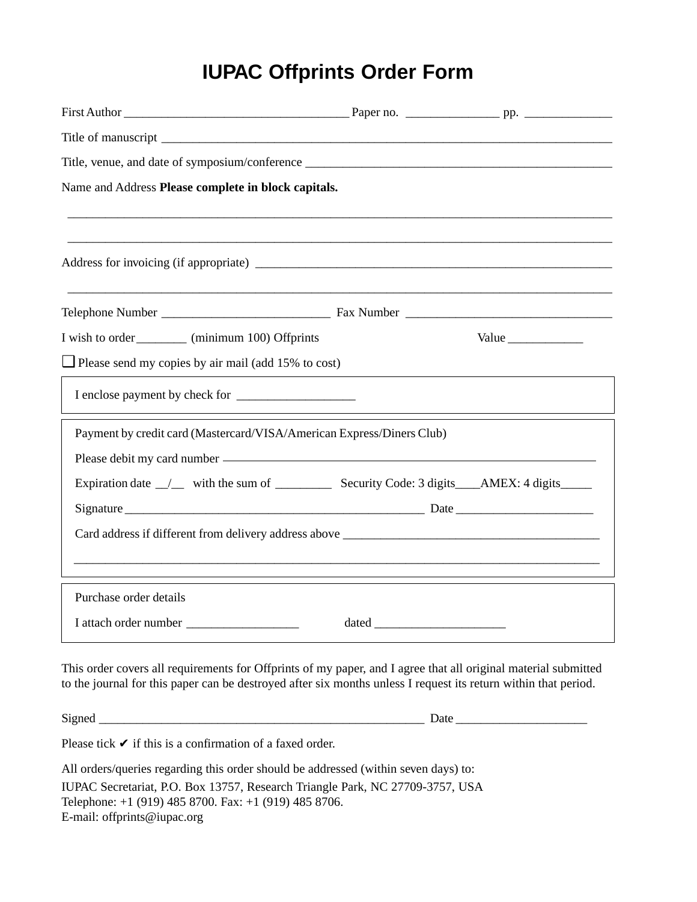# IUPAC Offprints Order Form

First Author ____________________________________ Paper no. _______________ pp. ______________

Title of manuscript ____________________________________________________________________________

Title, venue, and date of symposium/conference __________________________________________________

Name and Address **Please complete in block capitals.**

_____________________________________________________________________________________________

_____________________________________________________________________________________________

Address for invoicing (if appropriate) ___________________________________________________________

_____________________________________________________________________________________________

Telephone Number ___________________________ Fax Number _________________________________

I wish to order ________ (minimum 100) Offprints Value ____________

❑ Please send my copies by air mail (add 15% to cost)

I enclose payment by check for ___________________

Payment by credit card (Mastercard/VISA/American Express/Diners Club)

Please debit my card number ______________________________________________________________

Expiration date __/__ with the sum of _________ Security Code: 3 digits____AMEX: 4 digits_____

Signature _________________________________________________ Date ______________________

Card address if different from delivery address above __________________________________________

_____________________________________________________________________________________________

Purchase order details

I attach order number __________________ dated _____________________

This order covers all requirements for Offprints of my paper, and I agree that all original material submitted to the journal for this paper can be destroyed after six months unless I request its return within that period.

Signed ______________________________________________________ Date _____________________

Please tick ✔ if this is a confirmation of a faxed order.

All orders/queries regarding this order should be addressed (within seven days) to:
IUPAC Secretariat, P.O. Box 13757, Research Triangle Park, NC 27709-3757, USA
Telephone: +1 (919) 485 8700. Fax: +1 (919) 485 8706.
E-mail: offprints@iupac.org